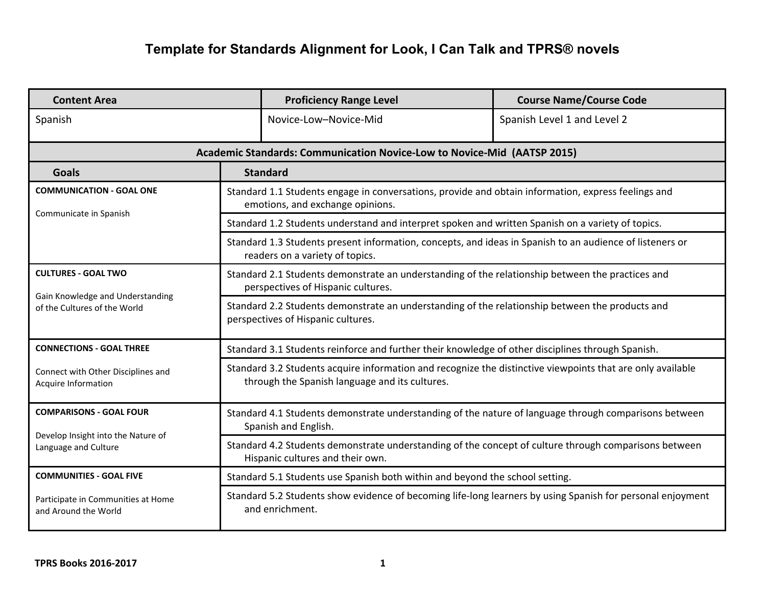# Template for Standards Alignment for Look, I Can Talk and TPRS® novels

| Content Area | Proficiency Range Level | Course Name/Course Code |
|---|---|---|
| Spanish | Novice-Low–Novice-Mid | Spanish Level 1 and Level 2 |

| **Academic Standards: Communication Novice-Low to Novice-Mid (AATSP 2015)** | |
|---|---|
| **Goals** | **Standard** |
| **COMMUNICATION - GOAL ONE**<br><br>Communicate in Spanish | Standard 1.1 Students engage in conversations, provide and obtain information, express feelings and emotions, and exchange opinions. |
| | Standard 1.2 Students understand and interpret spoken and written Spanish on a variety of topics. |
| | Standard 1.3 Students present information, concepts, and ideas in Spanish to an audience of listeners or readers on a variety of topics. |
| **CULTURES - GOAL TWO**<br><br>Gain Knowledge and Understanding of the Cultures of the World | Standard 2.1 Students demonstrate an understanding of the relationship between the practices and perspectives of Hispanic cultures. |
| | Standard 2.2 Students demonstrate an understanding of the relationship between the products and perspectives of Hispanic cultures. |
| **CONNECTIONS - GOAL THREE**<br><br>Connect with Other Disciplines and Acquire Information | Standard 3.1 Students reinforce and further their knowledge of other disciplines through Spanish. |
| | Standard 3.2 Students acquire information and recognize the distinctive viewpoints that are only available through the Spanish language and its cultures. |
| **COMPARISONS - GOAL FOUR**<br><br>Develop Insight into the Nature of Language and Culture | Standard 4.1 Students demonstrate understanding of the nature of language through comparisons between Spanish and English. |
| | Standard 4.2 Students demonstrate understanding of the concept of culture through comparisons between Hispanic cultures and their own. |
| **COMMUNITIES - GOAL FIVE**<br><br>Participate in Communities at Home and Around the World | Standard 5.1 Students use Spanish both within and beyond the school setting. |
| | Standard 5.2 Students show evidence of becoming life-long learners by using Spanish for personal enjoyment and enrichment. |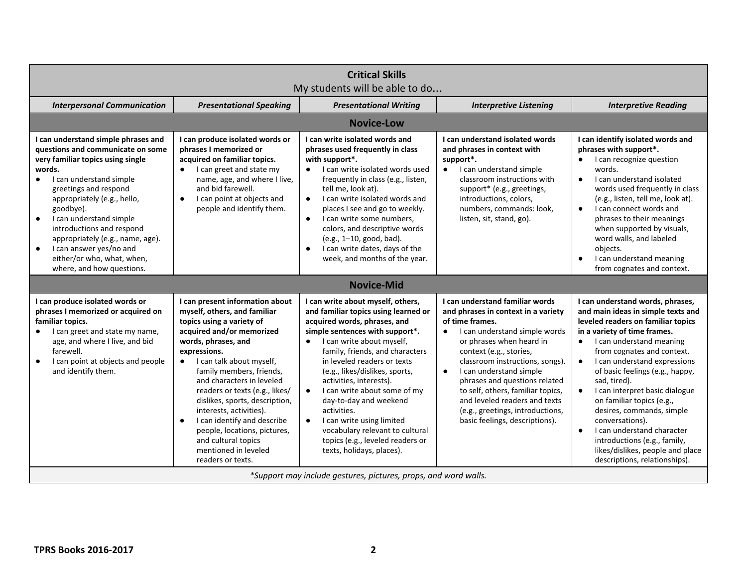| **Critical Skills**<br>My students will be able to do… | | | | |
|---|---|---|---|---|
| ***Interpersonal Communication*** | ***Presentational Speaking*** | ***Presentational Writing*** | ***Interpretive Listening*** | ***Interpretive Reading*** |
| **Novice-Low** | | | | |
| **I can understand simple phrases and questions and communicate on some very familiar topics using single words.**<br>● I can understand simple greetings and respond appropriately (e.g., hello, goodbye).<br>● I can understand simple introductions and respond appropriately (e.g., name, age).<br>● I can answer yes/no and either/or who, what, when, where, and how questions. | **I can produce isolated words or phrases I memorized or acquired on familiar topics.**<br>● I can greet and state my name, age, and where I live, and bid farewell.<br>● I can point at objects and people and identify them. | **I can write isolated words and phrases used frequently in class with support*.**<br>● I can write isolated words used frequently in class (e.g., listen, tell me, look at).<br>● I can write isolated words and places I see and go to weekly.<br>● I can write some numbers, colors, and descriptive words (e.g., 1–10, good, bad).<br>● I can write dates, days of the week, and months of the year. | **I can understand isolated words and phrases in context with support*.**<br>● I can understand simple classroom instructions with support* (e.g., greetings, introductions, colors, numbers, commands: look, listen, sit, stand, go). | **I can identify isolated words and phrases with support*.**<br>● I can recognize question words.<br>● I can understand isolated words used frequently in class (e.g., listen, tell me, look at).<br>● I can connect words and phrases to their meanings when supported by visuals, word walls, and labeled objects.<br>● I can understand meaning from cognates and context. |
| **Novice-Mid** | | | | |
| **I can produce isolated words or phrases I memorized or acquired on familiar topics.**<br>● I can greet and state my name, age, and where I live, and bid farewell.<br>● I can point at objects and people and identify them. | **I can present information about myself, others, and familiar topics using a variety of acquired and/or memorized words, phrases, and expressions.**<br>● I can talk about myself, family members, friends, and characters in leveled readers or texts (e.g., likes/ dislikes, sports, description, interests, activities).<br>● I can identify and describe people, locations, pictures, and cultural topics mentioned in leveled readers or texts. | **I can write about myself, others, and familiar topics using learned or acquired words, phrases, and simple sentences with support*.**<br>● I can write about myself, family, friends, and characters in leveled readers or texts (e.g., likes/dislikes, sports, activities, interests).<br>● I can write about some of my day-to-day and weekend activities.<br>● I can write using limited vocabulary relevant to cultural topics (e.g., leveled readers or texts, holidays, places). | **I can understand familiar words and phrases in context in a variety of time frames.**<br>● I can understand simple words or phrases when heard in context (e.g., stories, classroom instructions, songs).<br>● I can understand simple phrases and questions related to self, others, familiar topics, and leveled readers and texts (e.g., greetings, introductions, basic feelings, descriptions). | **I can understand words, phrases, and main ideas in simple texts and leveled readers on familiar topics in a variety of time frames.**<br>● I can understand meaning from cognates and context.<br>● I can understand expressions of basic feelings (e.g., happy, sad, tired).<br>● I can interpret basic dialogue on familiar topics (e.g., desires, commands, simple conversations).<br>● I can understand character introductions (e.g., family, likes/dislikes, people and place descriptions, relationships). |
| **Support may include gestures, pictures, props, and word walls.* | | | | |

**TPRS Books 2016-2017**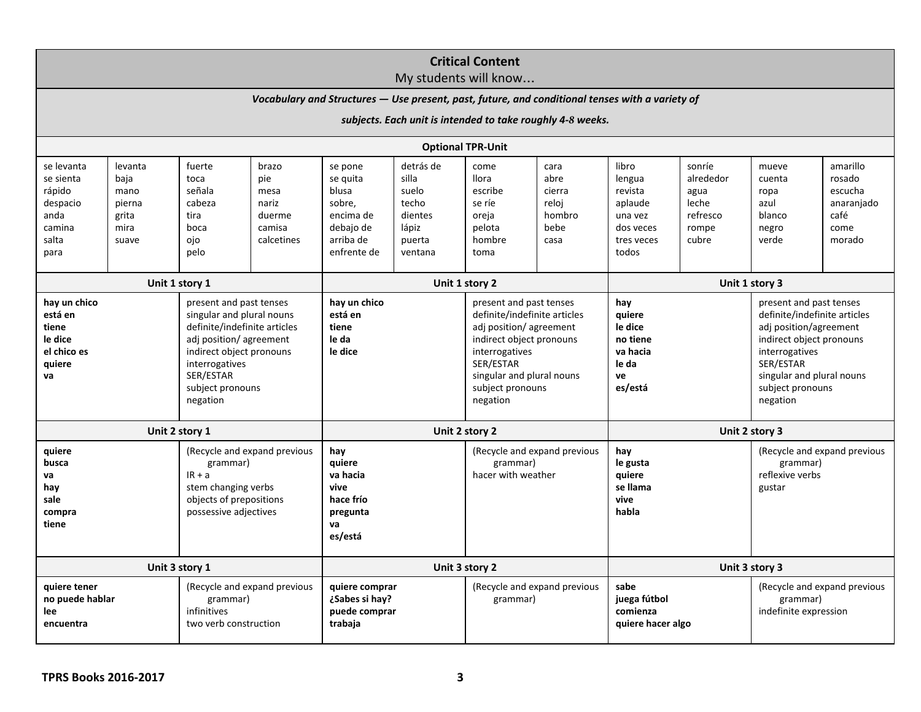## Critical Content

My students will know…

***Vocabulary and Structures — Use present, past, future, and conditional tenses with a variety of subjects. Each unit is intended to take roughly 4-8 weeks.***

### Optional TPR-Unit

| | | | | | | | | | | | |
|---|---|---|---|---|---|---|---|---|---|---|---|
| se levanta<br>se sienta<br>rápido<br>despacio<br>anda<br>camina<br>salta<br>para | levanta<br>baja<br>mano<br>pierna<br>grita<br>mira<br>suave | fuerte<br>toca<br>señala<br>cabeza<br>tira<br>boca<br>ojo<br>pelo | brazo<br>pie<br>mesa<br>nariz<br>duerme<br>camisa<br>calcetines | se pone<br>se quita<br>blusa<br>sobre,<br>encima de<br>debajo de<br>arriba de<br>enfrente de | detrás de<br>silla<br>suelo<br>techo<br>dientes<br>lápiz<br>puerta<br>ventana | come<br>llora<br>escribe<br>se ríe<br>oreja<br>pelota<br>hombre<br>toma | cara<br>abre<br>cierra<br>reloj<br>hombro<br>bebe<br>casa | libro<br>lengua<br>revista<br>aplaude<br>una vez<br>dos veces<br>tres veces<br>todos | sonríe<br>alrededor<br>agua<br>leche<br>refresco<br>rompe<br>cubre | mueve<br>cuenta<br>ropa<br>azul<br>blanco<br>negro<br>verde | amarillo<br>rosado<br>escucha<br>anaranjado<br>café<br>come<br>morado |

| Unit 1 story 1 | | Unit 1 story 2 | | Unit 1 story 3 | |
|---|---|---|---|---|---|
| **hay un chico**<br>**está en**<br>**tiene**<br>**le dice**<br>**el chico es**<br>**quiere**<br>**va** | present and past tenses<br>singular and plural nouns<br>definite/indefinite articles<br>adj position/ agreement<br>indirect object pronouns<br>interrogatives<br>SER/ESTAR<br>subject pronouns<br>negation | **hay un chico**<br>**está en**<br>**tiene**<br>**le da**<br>**le dice** | present and past tenses<br>definite/indefinite articles<br>adj position/ agreement<br>indirect object pronouns<br>interrogatives<br>SER/ESTAR<br>singular and plural nouns<br>subject pronouns<br>negation | **hay**<br>**quiere**<br>**le dice**<br>**no tiene**<br>**va hacia**<br>**le da**<br>**ve**<br>**es/está** | present and past tenses<br>definite/indefinite articles<br>adj position/agreement<br>indirect object pronouns<br>interrogatives<br>SER/ESTAR<br>singular and plural nouns<br>subject pronouns<br>negation |

| Unit 2 story 1 | | Unit 2 story 2 | | Unit 2 story 3 | |
|---|---|---|---|---|---|
| **quiere**<br>**busca**<br>**va**<br>**hay**<br>**sale**<br>**compra**<br>**tiene** | (Recycle and expand previous grammar)<br>IR + a<br>stem changing verbs<br>objects of prepositions<br>possessive adjectives | **hay**<br>**quiere**<br>**va hacia**<br>**vive**<br>**hace frío**<br>**pregunta**<br>**va**<br>**es/está** | (Recycle and expand previous grammar)<br>hacer with weather | **hay**<br>**le gusta**<br>**quiere**<br>**se llama**<br>**vive**<br>**habla** | (Recycle and expand previous grammar)<br>reflexive verbs<br>gustar |

| Unit 3 story 1 | | Unit 3 story 2 | | Unit 3 story 3 | |
|---|---|---|---|---|---|
| **quiere tener**<br>**no puede hablar**<br>**lee**<br>**encuentra** | (Recycle and expand previous grammar)<br>infinitives<br>two verb construction | **quiere comprar**<br>**¿Sabes si hay?**<br>**puede comprar**<br>**trabaja** | (Recycle and expand previous grammar) | **sabe**<br>**juega fútbol**<br>**comienza**<br>**quiere hacer algo** | (Recycle and expand previous grammar)<br>indefinite expression |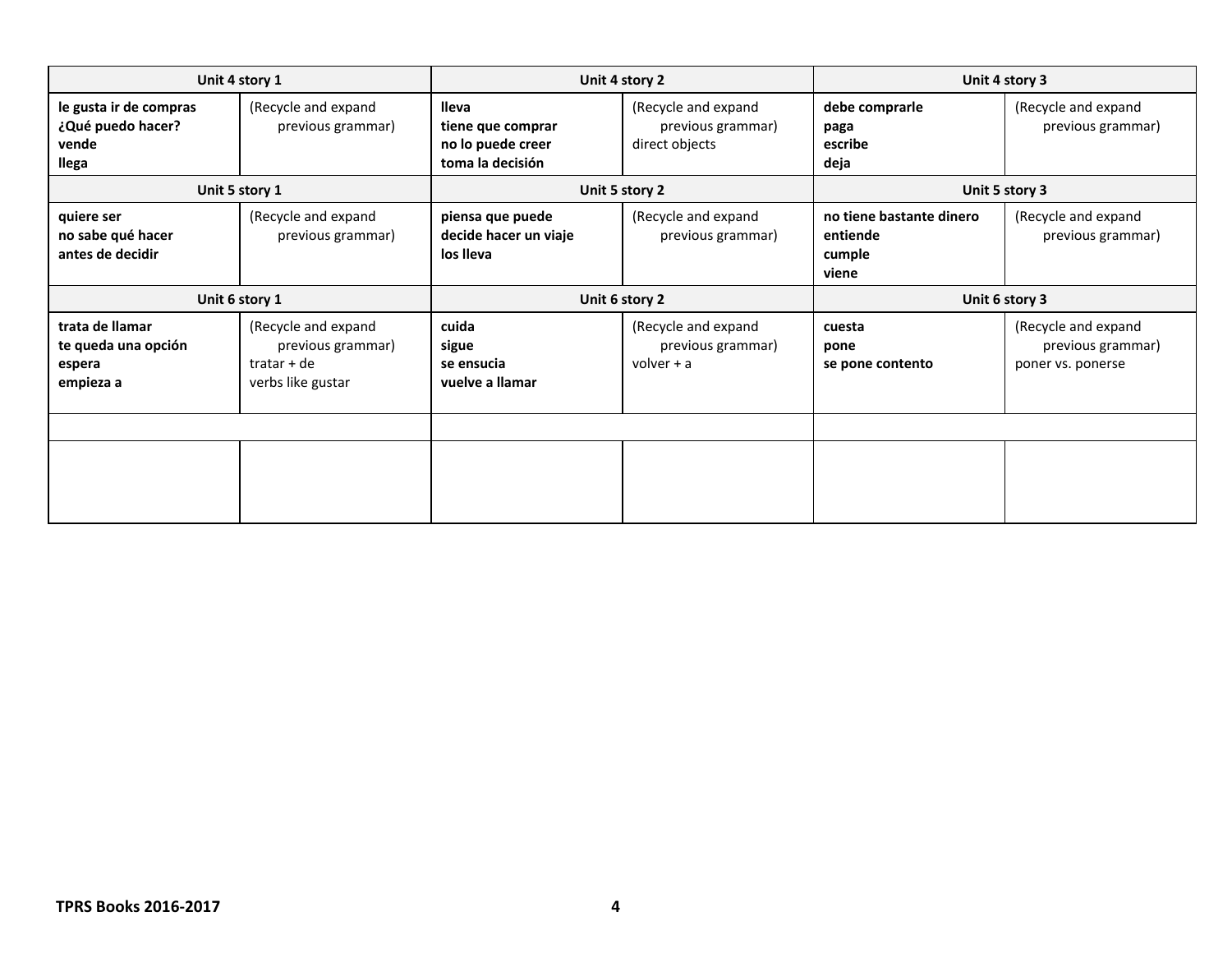| Unit 4 story 1 | | Unit 4 story 2 | | Unit 4 story 3 | |
|---|---|---|---|---|---|
| **le gusta ir de compras**<br>**¿Qué puedo hacer?**<br>**vende**<br>**llega** | (Recycle and expand previous grammar) | **lleva**<br>**tiene que comprar**<br>**no lo puede creer**<br>**toma la decisión** | (Recycle and expand previous grammar)<br>direct objects | **debe comprarle**<br>**paga**<br>**escribe**<br>**deja** | (Recycle and expand previous grammar) |
| **Unit 5 story 1** | | **Unit 5 story 2** | | **Unit 5 story 3** | |
| **quiere ser**<br>**no sabe qué hacer**<br>**antes de decidir** | (Recycle and expand previous grammar) | **piensa que puede**<br>**decide hacer un viaje**<br>**los lleva** | (Recycle and expand previous grammar) | **no tiene bastante dinero**<br>**entiende**<br>**cumple**<br>**viene** | (Recycle and expand previous grammar) |
| **Unit 6 story 1** | | **Unit 6 story 2** | | **Unit 6 story 3** | |
| **trata de llamar**<br>**te queda una opción**<br>**espera**<br>**empieza a** | (Recycle and expand previous grammar)<br>tratar + de<br>verbs like gustar | **cuida**<br>**sigue**<br>**se ensucia**<br>**vuelve a llamar** | (Recycle and expand previous grammar)<br>volver + a | **cuesta**<br>**pone**<br>**se pone contento** | (Recycle and expand previous grammar)<br>poner vs. ponerse |
| | | | | | |
| | | | | | |

**TPRS Books 2016-2017**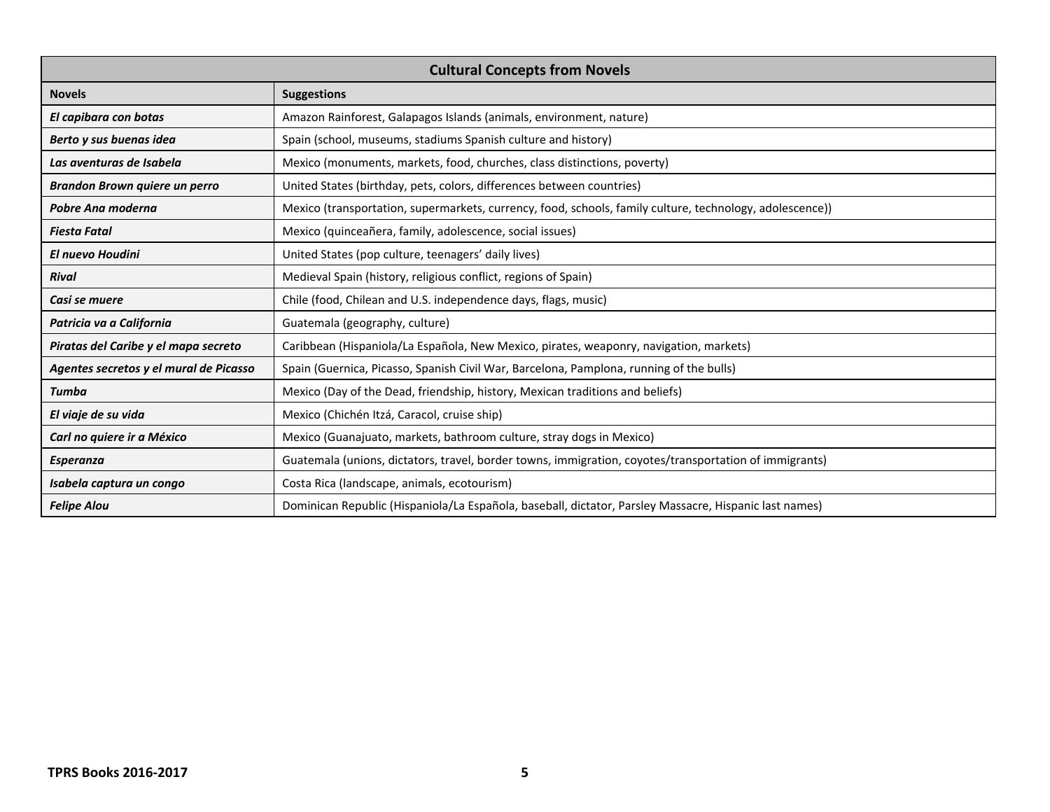| Cultural Concepts from Novels | |
|---|---|
| **Novels** | **Suggestions** |
| ***El capibara con botas*** | Amazon Rainforest, Galapagos Islands (animals, environment, nature) |
| ***Berto y sus buenas idea*** | Spain (school, museums, stadiums Spanish culture and history) |
| ***Las aventuras de Isabela*** | Mexico (monuments, markets, food, churches, class distinctions, poverty) |
| ***Brandon Brown quiere un perro*** | United States (birthday, pets, colors, differences between countries) |
| ***Pobre Ana moderna*** | Mexico (transportation, supermarkets, currency, food, schools, family culture, technology, adolescence)) |
| ***Fiesta Fatal*** | Mexico (quinceañera, family, adolescence, social issues) |
| ***El nuevo Houdini*** | United States (pop culture, teenagers' daily lives) |
| ***Rival*** | Medieval Spain (history, religious conflict, regions of Spain) |
| ***Casi se muere*** | Chile (food, Chilean and U.S. independence days, flags, music) |
| ***Patricia va a California*** | Guatemala (geography, culture) |
| ***Piratas del Caribe y el mapa secreto*** | Caribbean (Hispaniola/La Española, New Mexico, pirates, weaponry, navigation, markets) |
| ***Agentes secretos y el mural de Picasso*** | Spain (Guernica, Picasso, Spanish Civil War, Barcelona, Pamplona, running of the bulls) |
| ***Tumba*** | Mexico (Day of the Dead, friendship, history, Mexican traditions and beliefs) |
| ***El viaje de su vida*** | Mexico (Chichén Itzá, Caracol, cruise ship) |
| ***Carl no quiere ir a México*** | Mexico (Guanajuato, markets, bathroom culture, stray dogs in Mexico) |
| ***Esperanza*** | Guatemala (unions, dictators, travel, border towns, immigration, coyotes/transportation of immigrants) |
| ***Isabela captura un congo*** | Costa Rica (landscape, animals, ecotourism) |
| ***Felipe Alou*** | Dominican Republic (Hispaniola/La Española, baseball, dictator, Parsley Massacre, Hispanic last names) |